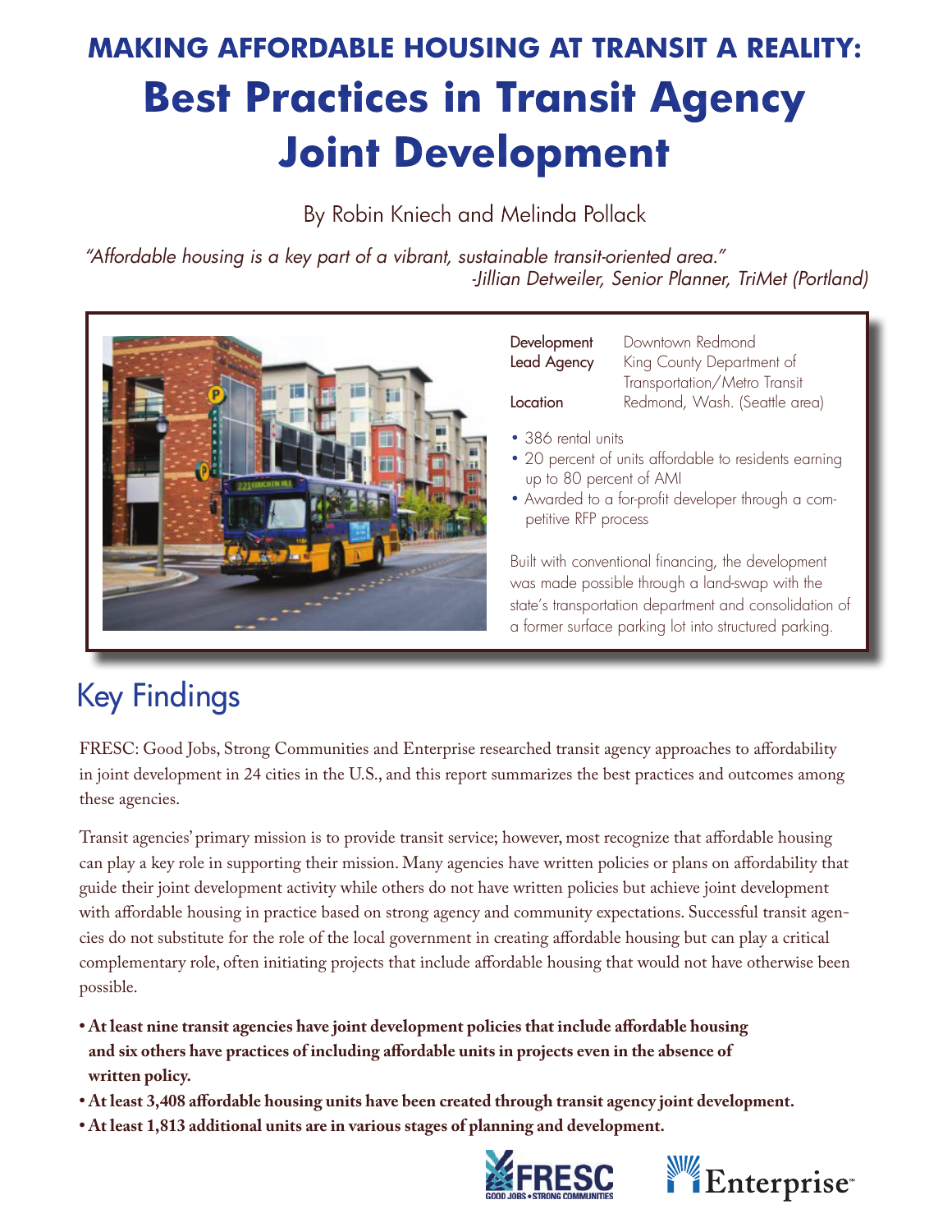# MAKING AFFORDABLE HOUSING AT TRANSIT A REALITY:

# Best Practices in Transit Agency Joint Development

By Robin Kniech and Melinda Pollack

*"Affordable housing is a key part of a vibrant, sustainable transit-oriented area."*
*-Jillian Detweiler, Senior Planner, TriMet (Portland)*

| | |
|---|---|
| **Development** | Downtown Redmond |
| **Lead Agency** | King County Department of Transportation/Metro Transit |
| **Location** | Redmond, Wash. (Seattle area) |

- 386 rental units
- 20 percent of units affordable to residents earning up to 80 percent of AMI
- Awarded to a for-profit developer through a competitive RFP process

Built with conventional financing, the development was made possible through a land-swap with the state's transportation department and consolidation of a former surface parking lot into structured parking.

## Key Findings

FRESC: Good Jobs, Strong Communities and Enterprise researched transit agency approaches to affordability in joint development in 24 cities in the U.S., and this report summarizes the best practices and outcomes among these agencies.

Transit agencies' primary mission is to provide transit service; however, most recognize that affordable housing can play a key role in supporting their mission. Many agencies have written policies or plans on affordability that guide their joint development activity while others do not have written policies but achieve joint development with affordable housing in practice based on strong agency and community expectations. Successful transit agencies do not substitute for the role of the local government in creating affordable housing but can play a critical complementary role, often initiating projects that include affordable housing that would not have otherwise been possible.

- **At least nine transit agencies have joint development policies that include affordable housing and six others have practices of including affordable units in projects even in the absence of written policy.**
- **At least 3,408 affordable housing units have been created through transit agency joint development.**
- **At least 1,813 additional units are in various stages of planning and development.**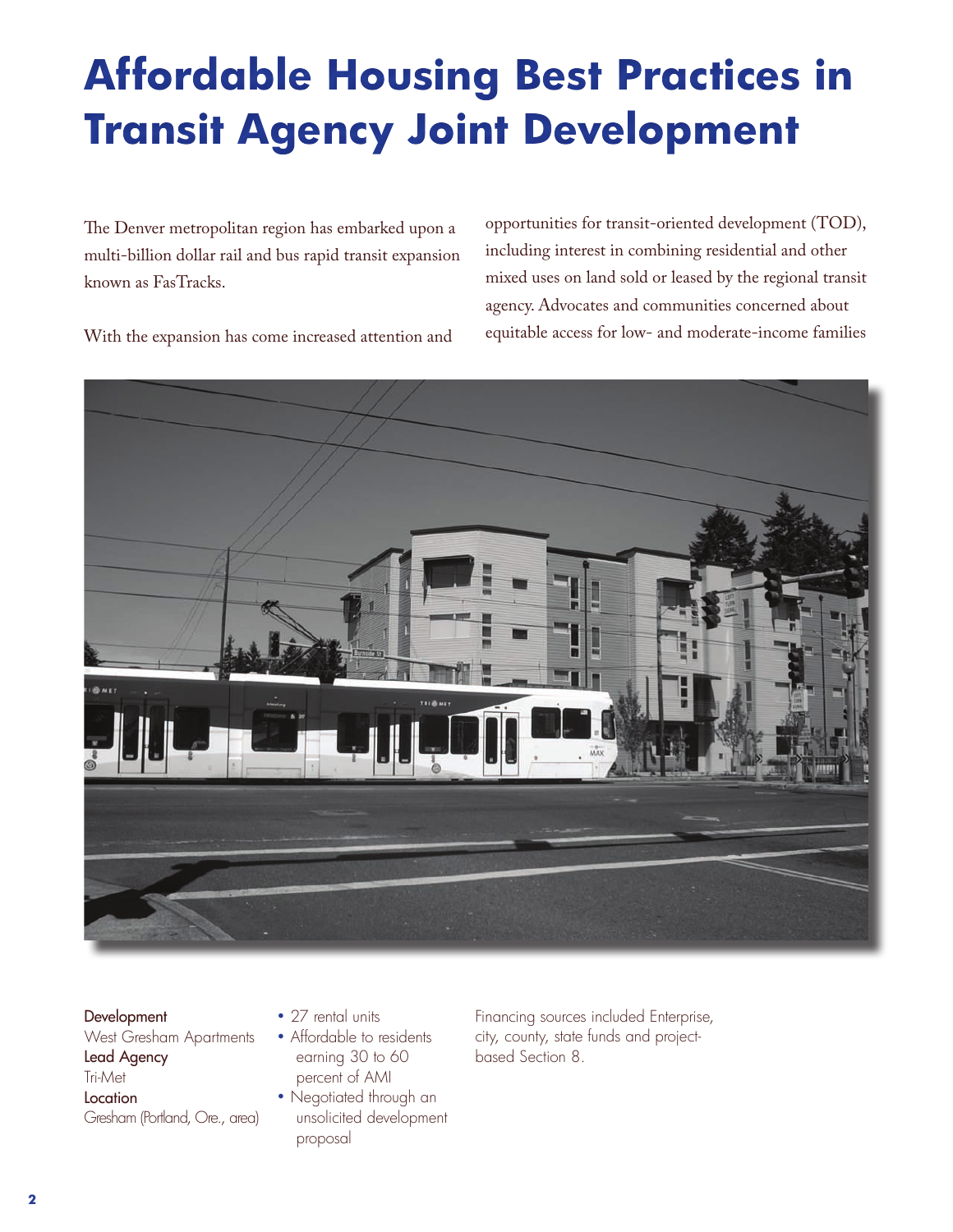# Affordable Housing Best Practices in Transit Agency Joint Development

The Denver metropolitan region has embarked upon a multi-billion dollar rail and bus rapid transit expansion known as FasTracks.

With the expansion has come increased attention and opportunities for transit-oriented development (TOD), including interest in combining residential and other mixed uses on land sold or leased by the regional transit agency. Advocates and communities concerned about equitable access for low- and moderate-income families

**Development**
West Gresham Apartments
**Lead Agency**
Tri-Met
**Location**
Gresham (Portland, Ore., area)

- 27 rental units
- Affordable to residents earning 30 to 60 percent of AMI
- Negotiated through an unsolicited development proposal

Financing sources included Enterprise, city, county, state funds and project-based Section 8.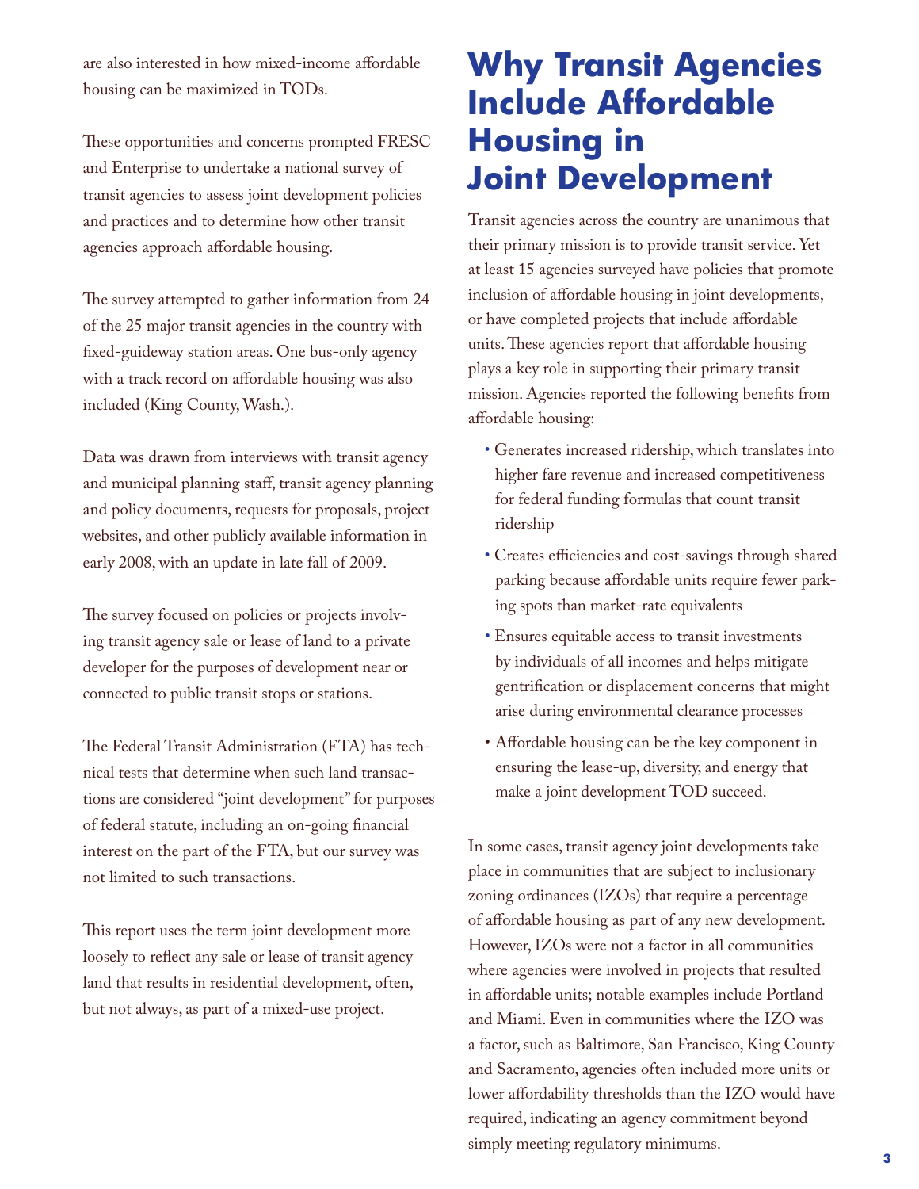are also interested in how mixed-income affordable housing can be maximized in TODs.

These opportunities and concerns prompted FRESC and Enterprise to undertake a national survey of transit agencies to assess joint development policies and practices and to determine how other transit agencies approach affordable housing.

The survey attempted to gather information from 24 of the 25 major transit agencies in the country with fixed-guideway station areas. One bus-only agency with a track record on affordable housing was also included (King County, Wash.).

Data was drawn from interviews with transit agency and municipal planning staff, transit agency planning and policy documents, requests for proposals, project websites, and other publicly available information in early 2008, with an update in late fall of 2009.

The survey focused on policies or projects involving transit agency sale or lease of land to a private developer for the purposes of development near or connected to public transit stops or stations.

The Federal Transit Administration (FTA) has technical tests that determine when such land transactions are considered "joint development" for purposes of federal statute, including an on-going financial interest on the part of the FTA, but our survey was not limited to such transactions.

This report uses the term joint development more loosely to reflect any sale or lease of transit agency land that results in residential development, often, but not always, as part of a mixed-use project.

# Why Transit Agencies Include Affordable Housing in Joint Development

Transit agencies across the country are unanimous that their primary mission is to provide transit service. Yet at least 15 agencies surveyed have policies that promote inclusion of affordable housing in joint developments, or have completed projects that include affordable units. These agencies report that affordable housing plays a key role in supporting their primary transit mission. Agencies reported the following benefits from affordable housing:

- Generates increased ridership, which translates into higher fare revenue and increased competitiveness for federal funding formulas that count transit ridership
- Creates efficiencies and cost-savings through shared parking because affordable units require fewer parking spots than market-rate equivalents
- Ensures equitable access to transit investments by individuals of all incomes and helps mitigate gentrification or displacement concerns that might arise during environmental clearance processes
- Affordable housing can be the key component in ensuring the lease-up, diversity, and energy that make a joint development TOD succeed.

In some cases, transit agency joint developments take place in communities that are subject to inclusionary zoning ordinances (IZOs) that require a percentage of affordable housing as part of any new development. However, IZOs were not a factor in all communities where agencies were involved in projects that resulted in affordable units; notable examples include Portland and Miami. Even in communities where the IZO was a factor, such as Baltimore, San Francisco, King County and Sacramento, agencies often included more units or lower affordability thresholds than the IZO would have required, indicating an agency commitment beyond simply meeting regulatory minimums.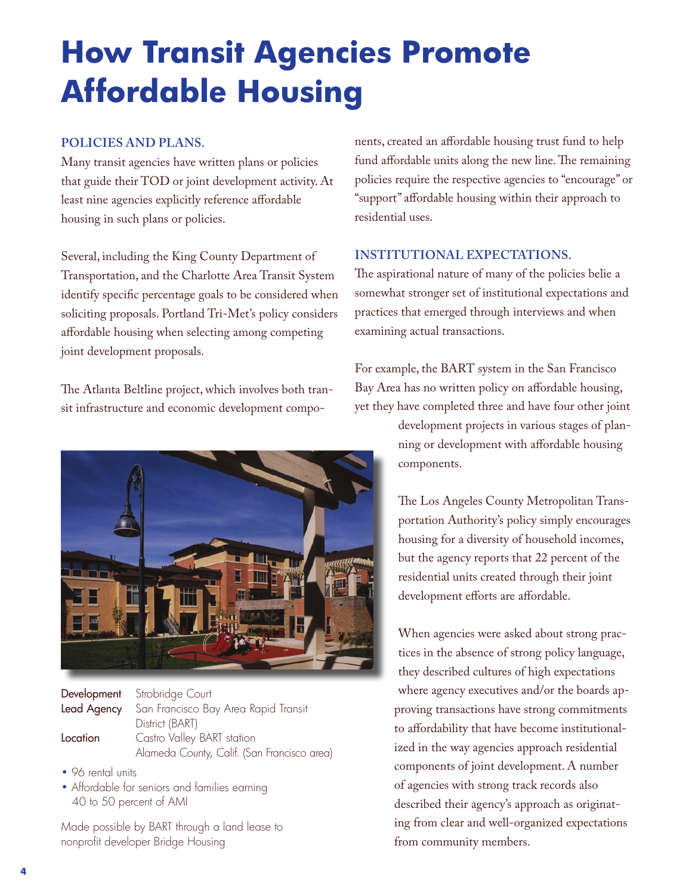# How Transit Agencies Promote Affordable Housing

### POLICIES AND PLANS.

Many transit agencies have written plans or policies that guide their TOD or joint development activity. At least nine agencies explicitly reference affordable housing in such plans or policies.

Several, including the King County Department of Transportation, and the Charlotte Area Transit System identify specific percentage goals to be considered when soliciting proposals. Portland Tri-Met's policy considers affordable housing when selecting among competing joint development proposals.

The Atlanta Beltline project, which involves both transit infrastructure and economic development components, created an affordable housing trust fund to help fund affordable units along the new line. The remaining policies require the respective agencies to "encourage" or "support" affordable housing within their approach to residential uses.

### INSTITUTIONAL EXPECTATIONS.

The aspirational nature of many of the policies belie a somewhat stronger set of institutional expectations and practices that emerged through interviews and when examining actual transactions.

For example, the BART system in the San Francisco Bay Area has no written policy on affordable housing, yet they have completed three and have four other joint development projects in various stages of planning or development with affordable housing components.

The Los Angeles County Metropolitan Transportation Authority's policy simply encourages housing for a diversity of household incomes, but the agency reports that 22 percent of the residential units created through their joint development efforts are affordable.

When agencies were asked about strong practices in the absence of strong policy language, they described cultures of high expectations where agency executives and/or the boards approving transactions have strong commitments to affordability that have become institutionalized in the way agencies approach residential components of joint development. A number of agencies with strong track records also described their agency's approach as originating from clear and well-organized expectations from community members.

**Development** Strobridge Court
**Lead Agency** San Francisco Bay Area Rapid Transit District (BART)
**Location** Castro Valley BART station, Alameda County, Calif. (San Francisco area)

- 96 rental units
- Affordable for seniors and families earning 40 to 50 percent of AMI

Made possible by BART through a land lease to nonprofit developer Bridge Housing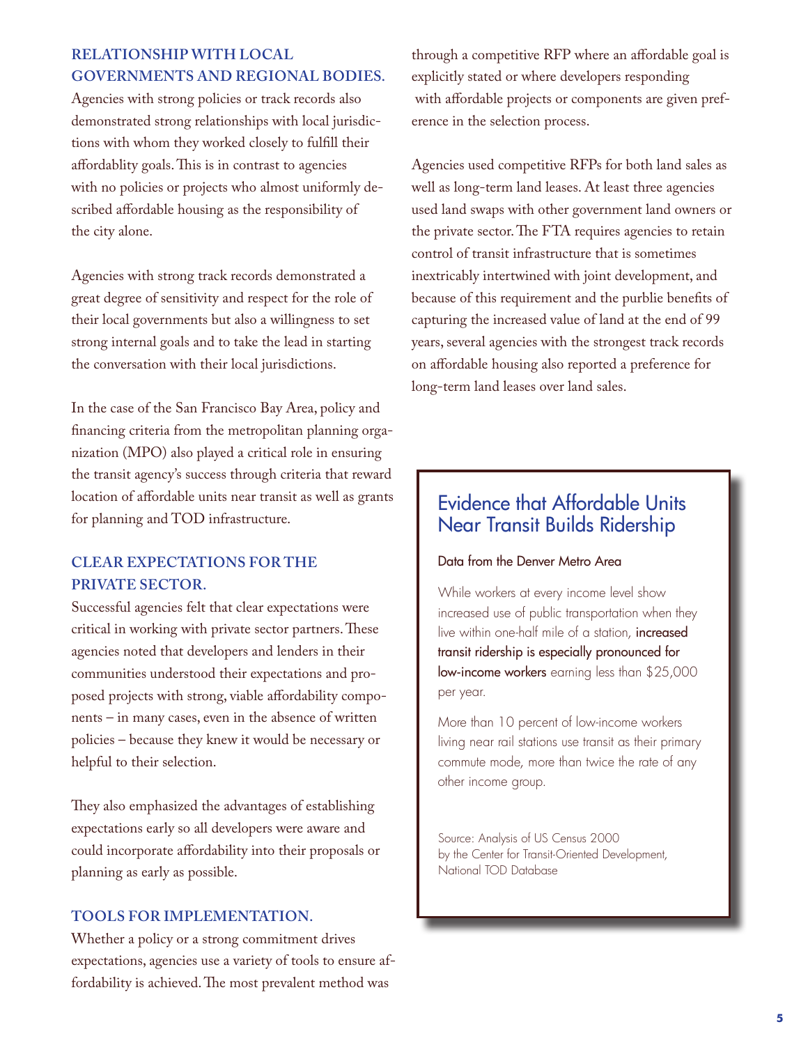**RELATIONSHIP WITH LOCAL GOVERNMENTS AND REGIONAL BODIES.** Agencies with strong policies or track records also demonstrated strong relationships with local jurisdictions with whom they worked closely to fulfill their affordablity goals. This is in contrast to agencies with no policies or projects who almost uniformly described affordable housing as the responsibility of the city alone.

Agencies with strong track records demonstrated a great degree of sensitivity and respect for the role of their local governments but also a willingness to set strong internal goals and to take the lead in starting the conversation with their local jurisdictions.

In the case of the San Francisco Bay Area, policy and financing criteria from the metropolitan planning organization (MPO) also played a critical role in ensuring the transit agency's success through criteria that reward location of affordable units near transit as well as grants for planning and TOD infrastructure.

**CLEAR EXPECTATIONS FOR THE PRIVATE SECTOR.** Successful agencies felt that clear expectations were critical in working with private sector partners. These agencies noted that developers and lenders in their communities understood their expectations and proposed projects with strong, viable affordability components – in many cases, even in the absence of written policies – because they knew it would be necessary or helpful to their selection.

They also emphasized the advantages of establishing expectations early so all developers were aware and could incorporate affordability into their proposals or planning as early as possible.

**TOOLS FOR IMPLEMENTATION.** Whether a policy or a strong commitment drives expectations, agencies use a variety of tools to ensure affordability is achieved. The most prevalent method was through a competitive RFP where an affordable goal is explicitly stated or where developers responding with affordable projects or components are given preference in the selection process.

Agencies used competitive RFPs for both land sales as well as long-term land leases. At least three agencies used land swaps with other government land owners or the private sector. The FTA requires agencies to retain control of transit infrastructure that is sometimes inextricably intertwined with joint development, and because of this requirement and the purblie benefits of capturing the increased value of land at the end of 99 years, several agencies with the strongest track records on affordable housing also reported a preference for long-term land leases over land sales.

## Evidence that Affordable Units Near Transit Builds Ridership

Data from the Denver Metro Area

While workers at every income level show increased use of public transportation when they live within one-half mile of a station, **increased transit ridership is especially pronounced for low-income workers** earning less than $25,000 per year.

More than 10 percent of low-income workers living near rail stations use transit as their primary commute mode, more than twice the rate of any other income group.

Source: Analysis of US Census 2000 by the Center for Transit-Oriented Development, National TOD Database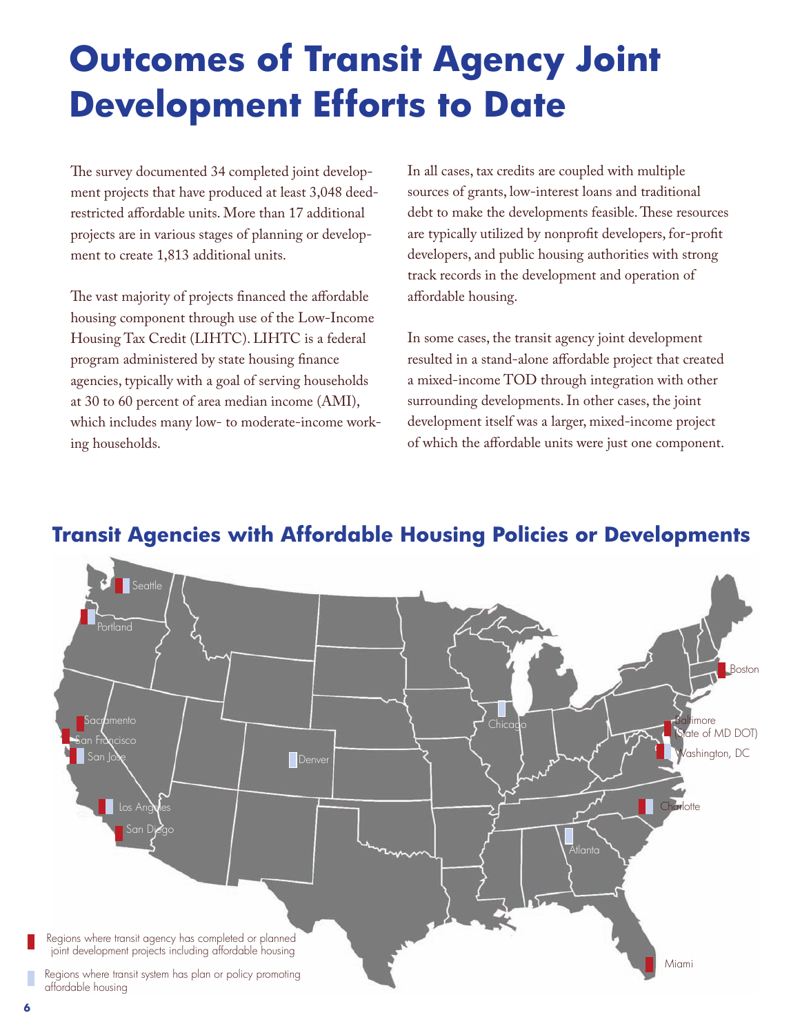# Outcomes of Transit Agency Joint Development Efforts to Date

The survey documented 34 completed joint development projects that have produced at least 3,048 deed-restricted affordable units. More than 17 additional projects are in various stages of planning or development to create 1,813 additional units.

The vast majority of projects financed the affordable housing component through use of the Low-Income Housing Tax Credit (LIHTC). LIHTC is a federal program administered by state housing finance agencies, typically with a goal of serving households at 30 to 60 percent of area median income (AMI), which includes many low- to moderate-income working households.

In all cases, tax credits are coupled with multiple sources of grants, low-interest loans and traditional debt to make the developments feasible. These resources are typically utilized by nonprofit developers, for-profit developers, and public housing authorities with strong track records in the development and operation of affordable housing.

In some cases, the transit agency joint development resulted in a stand-alone affordable project that created a mixed-income TOD through integration with other surrounding developments. In other cases, the joint development itself was a larger, mixed-income project of which the affordable units were just one component.

## Transit Agencies with Affordable Housing Policies or Developments

Seattle, Portland, Sacramento, San Francisco, San Jose, Los Angeles, San Diego, Denver, Chicago, Atlanta, Boston, Baltimore (State of MD DOT), Washington, DC, Charlotte, Miami

Regions where transit agency has completed or planned joint development projects including affordable housing

Regions where transit system has plan or policy promoting affordable housing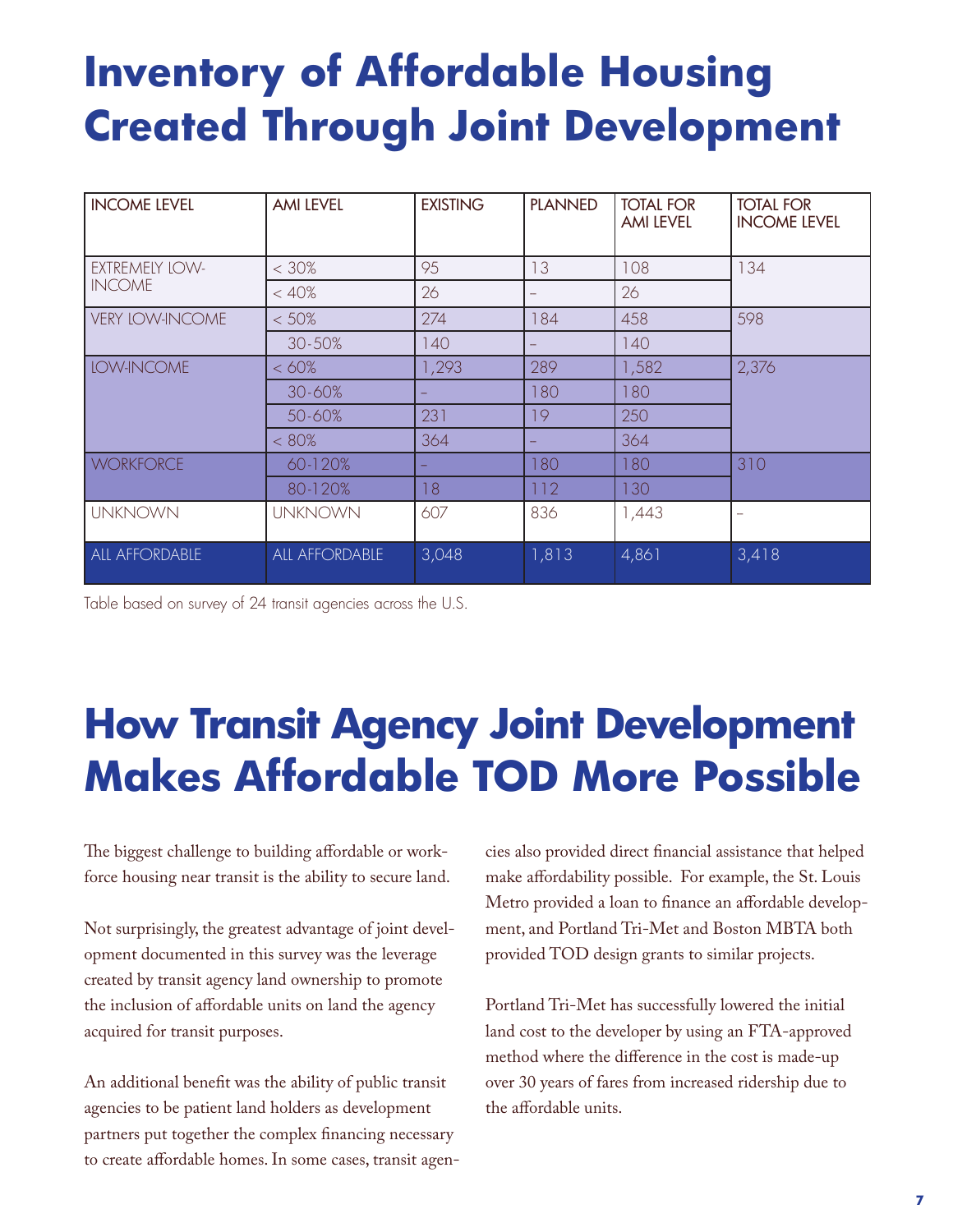# Inventory of Affordable Housing Created Through Joint Development

| INCOME LEVEL | AMI LEVEL | EXISTING | PLANNED | TOTAL FOR AMI LEVEL | TOTAL FOR INCOME LEVEL |
|---|---|---|---|---|---|
| EXTREMELY LOW-INCOME | < 30% | 95 | 13 | 108 | 134 |
| | < 40% | 26 | – | 26 | |
| VERY LOW-INCOME | < 50% | 274 | 184 | 458 | 598 |
| | 30-50% | 140 | – | 140 | |
| LOW-INCOME | < 60% | 1,293 | 289 | 1,582 | 2,376 |
| | 30-60% | – | 180 | 180 | |
| | 50-60% | 231 | 19 | 250 | |
| | < 80% | 364 | – | 364 | |
| WORKFORCE | 60-120% | – | 180 | 180 | 310 |
| | 80-120% | 18 | 112 | 130 | |
| UNKNOWN | UNKNOWN | 607 | 836 | 1,443 | – |
| ALL AFFORDABLE | ALL AFFORDABLE | 3,048 | 1,813 | 4,861 | 3,418 |

Table based on survey of 24 transit agencies across the U.S.

# How Transit Agency Joint Development Makes Affordable TOD More Possible

The biggest challenge to building affordable or workforce housing near transit is the ability to secure land.

Not surprisingly, the greatest advantage of joint development documented in this survey was the leverage created by transit agency land ownership to promote the inclusion of affordable units on land the agency acquired for transit purposes.

An additional benefit was the ability of public transit agencies to be patient land holders as development partners put together the complex financing necessary to create affordable homes. In some cases, transit agencies also provided direct financial assistance that helped make affordability possible. For example, the St. Louis Metro provided a loan to finance an affordable development, and Portland Tri-Met and Boston MBTA both provided TOD design grants to similar projects.

Portland Tri-Met has successfully lowered the initial land cost to the developer by using an FTA-approved method where the difference in the cost is made-up over 30 years of fares from increased ridership due to the affordable units.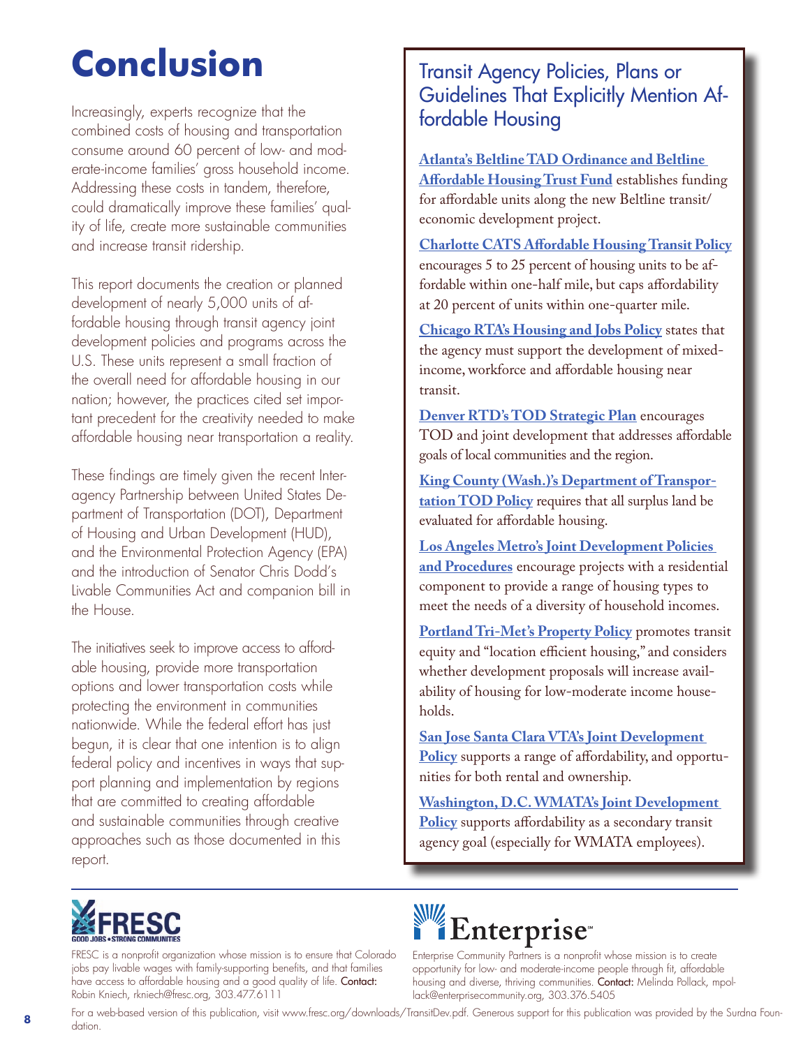# Conclusion

Increasingly, experts recognize that the combined costs of housing and transportation consume around 60 percent of low- and moderate-income families' gross household income. Addressing these costs in tandem, therefore, could dramatically improve these families' quality of life, create more sustainable communities and increase transit ridership.

This report documents the creation or planned development of nearly 5,000 units of affordable housing through transit agency joint development policies and programs across the U.S. These units represent a small fraction of the overall need for affordable housing in our nation; however, the practices cited set important precedent for the creativity needed to make affordable housing near transportation a reality.

These findings are timely given the recent Interagency Partnership between United States Department of Transportation (DOT), Department of Housing and Urban Development (HUD), and the Environmental Protection Agency (EPA) and the introduction of Senator Chris Dodd's Livable Communities Act and companion bill in the House.

The initiatives seek to improve access to affordable housing, provide more transportation options and lower transportation costs while protecting the environment in communities nationwide. While the federal effort has just begun, it is clear that one intention is to align federal policy and incentives in ways that support planning and implementation by regions that are committed to creating affordable and sustainable communities through creative approaches such as those documented in this report.

## Transit Agency Policies, Plans or Guidelines That Explicitly Mention Affordable Housing

**Atlanta's Beltline TAD Ordinance and Beltline Affordable Housing Trust Fund** establishes funding for affordable units along the new Beltline transit/economic development project.

**Charlotte CATS Affordable Housing Transit Policy** encourages 5 to 25 percent of housing units to be affordable within one-half mile, but caps affordability at 20 percent of units within one-quarter mile.

**Chicago RTA's Housing and Jobs Policy** states that the agency must support the development of mixed-income, workforce and affordable housing near transit.

**Denver RTD's TOD Strategic Plan** encourages TOD and joint development that addresses affordable goals of local communities and the region.

**King County (Wash.)'s Department of Transportation TOD Policy** requires that all surplus land be evaluated for affordable housing.

**Los Angeles Metro's Joint Development Policies and Procedures** encourage projects with a residential component to provide a range of housing types to meet the needs of a diversity of household incomes.

**Portland Tri-Met's Property Policy** promotes transit equity and "location efficient housing," and considers whether development proposals will increase availability of housing for low-moderate income households.

**San Jose Santa Clara VTA's Joint Development Policy** supports a range of affordability, and opportunities for both rental and ownership.

**Washington, D.C. WMATA's Joint Development Policy** supports affordability as a secondary transit agency goal (especially for WMATA employees).

---

FRESC — GOOD JOBS • STRONG COMMUNITIES

FRESC is a nonprofit organization whose mission is to ensure that Colorado jobs pay livable wages with family-supporting benefits, and that families have access to affordable housing and a good quality of life. Contact: Robin Kniech, rkniech@fresc.org, 303.477.6111

Enterprise

Enterprise Community Partners is a nonprofit whose mission is to create opportunity for low- and moderate-income people through fit, affordable housing and diverse, thriving communities. Contact: Melinda Pollack, mpollack@enterprisecommunity.org, 303.376.5405

For a web-based version of this publication, visit www.fresc.org/downloads/TransitDev.pdf. Generous support for this publication was provided by the Surdna Foundation.